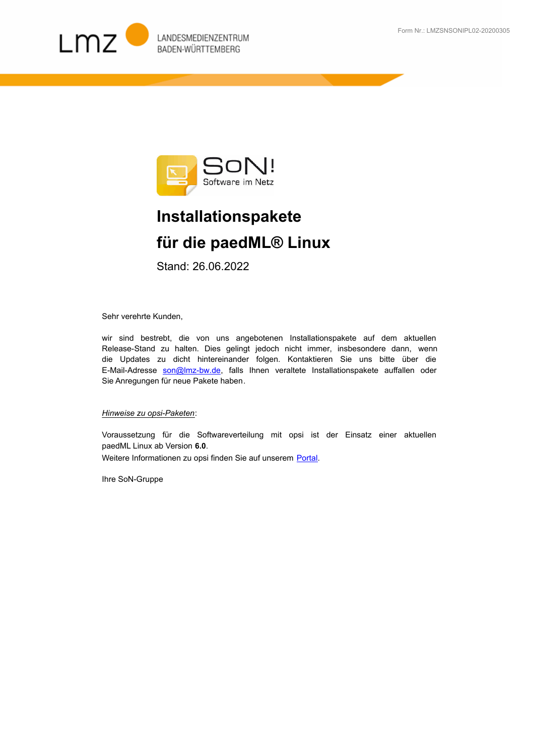Form Nr.: LMZSNSONIPL02-20200305

LMZ LANDESMEDIENZENTRUM BADEN-WÜRTTEMBERG

SoN! Software im Netz

# Installationspakete

# für die paedML® Linux

Stand: 26.06.2022

Sehr verehrte Kunden,

wir sind bestrebt, die von uns angebotenen Installationspakete auf dem aktuellen Release-Stand zu halten. Dies gelingt jedoch nicht immer, insbesondere dann, wenn die Updates zu dicht hintereinander folgen. Kontaktieren Sie uns bitte über die E-Mail-Adresse son@lmz-bw.de, falls Ihnen veraltete Installationspakete auffallen oder Sie Anregungen für neue Pakete haben.

*Hinweise zu opsi-Paketen*:

Voraussetzung für die Softwareverteilung mit opsi ist der Einsatz einer aktuellen paedML Linux ab Version **6.0**.
Weitere Informationen zu opsi finden Sie auf unserem Portal.

Ihre SoN-Gruppe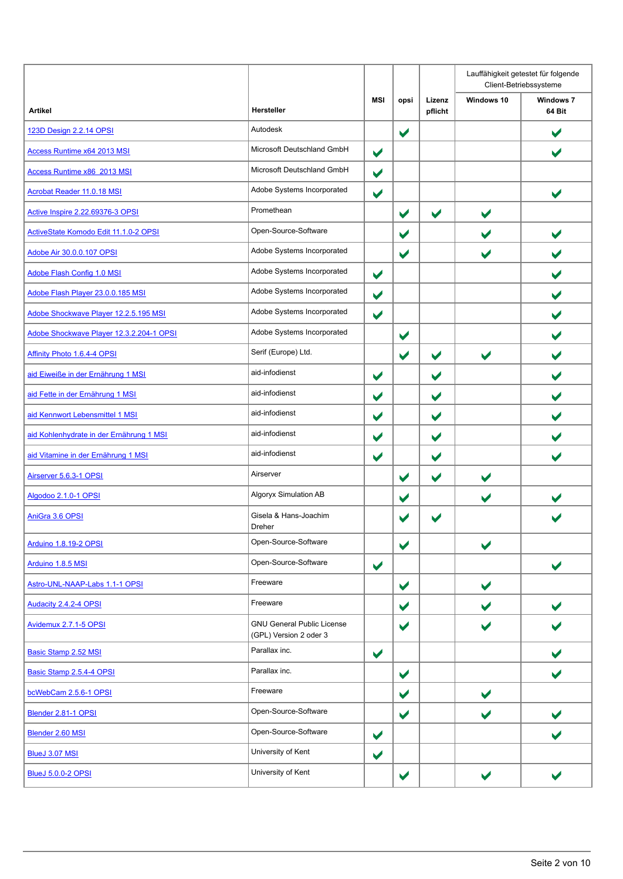| Artikel | Hersteller | MSI | opsi | Lizenz pflicht | Lauffähigkeit getestet für folgende Client-Betriebssysteme | |
|---|---|---|---|---|---|---|
| | | | | | Windows 10 | Windows 7 64 Bit |
| 123D Design 2.2.14 OPSI | Autodesk | | ✔ | | | ✔ |
| Access Runtime x64 2013 MSI | Microsoft Deutschland GmbH | ✔ | | | | ✔ |
| Access Runtime x86 2013 MSI | Microsoft Deutschland GmbH | ✔ | | | | |
| Acrobat Reader 11.0.18 MSI | Adobe Systems Incorporated | ✔ | | | | ✔ |
| Active Inspire 2.22.69376-3 OPSI | Promethean | | ✔ | ✔ | ✔ | |
| ActiveState Komodo Edit 11.1.0-2 OPSI | Open-Source-Software | | ✔ | | ✔ | ✔ |
| Adobe Air 30.0.0.107 OPSI | Adobe Systems Incorporated | | ✔ | | ✔ | ✔ |
| Adobe Flash Config 1.0 MSI | Adobe Systems Incorporated | ✔ | | | | ✔ |
| Adobe Flash Player 23.0.0.185 MSI | Adobe Systems Incorporated | ✔ | | | | ✔ |
| Adobe Shockwave Player 12.2.5.195 MSI | Adobe Systems Incorporated | ✔ | | | | ✔ |
| Adobe Shockwave Player 12.3.2.204-1 OPSI | Adobe Systems Incorporated | | ✔ | | | ✔ |
| Affinity Photo 1.6.4-4 OPSI | Serif (Europe) Ltd. | | ✔ | ✔ | ✔ | ✔ |
| aid Eiweiße in der Ernährung 1 MSI | aid-infodienst | ✔ | | ✔ | | ✔ |
| aid Fette in der Ernährung 1 MSI | aid-infodienst | ✔ | | ✔ | | ✔ |
| aid Kennwort Lebensmittel 1 MSI | aid-infodienst | ✔ | | ✔ | | ✔ |
| aid Kohlenhydrate in der Ernährung 1 MSI | aid-infodienst | ✔ | | ✔ | | ✔ |
| aid Vitamine in der Ernährung 1 MSI | aid-infodienst | ✔ | | ✔ | | ✔ |
| Airserver 5.6.3-1 OPSI | Airserver | | ✔ | ✔ | ✔ | |
| Algodoo 2.1.0-1 OPSI | Algoryx Simulation AB | | ✔ | | ✔ | ✔ |
| AniGra 3.6 OPSI | Gisela & Hans-Joachim Dreher | | ✔ | ✔ | | ✔ |
| Arduino 1.8.19-2 OPSI | Open-Source-Software | | ✔ | | ✔ | |
| Arduino 1.8.5 MSI | Open-Source-Software | ✔ | | | | ✔ |
| Astro-UNL-NAAP-Labs 1.1-1 OPSI | Freeware | | ✔ | | ✔ | |
| Audacity 2.4.2-4 OPSI | Freeware | | ✔ | | ✔ | ✔ |
| Avidemux 2.7.1-5 OPSI | GNU General Public License (GPL) Version 2 oder 3 | | ✔ | | ✔ | ✔ |
| Basic Stamp 2.52 MSI | Parallax inc. | ✔ | | | | ✔ |
| Basic Stamp 2.5.4-4 OPSI | Parallax inc. | | ✔ | | | ✔ |
| bcWebCam 2.5.6-1 OPSI | Freeware | | ✔ | | ✔ | |
| Blender 2.81-1 OPSI | Open-Source-Software | | ✔ | | ✔ | ✔ |
| Blender 2.60 MSI | Open-Source-Software | ✔ | | | | ✔ |
| BlueJ 3.07 MSI | University of Kent | ✔ | | | | |
| BlueJ 5.0.0-2 OPSI | University of Kent | | ✔ | | ✔ | ✔ |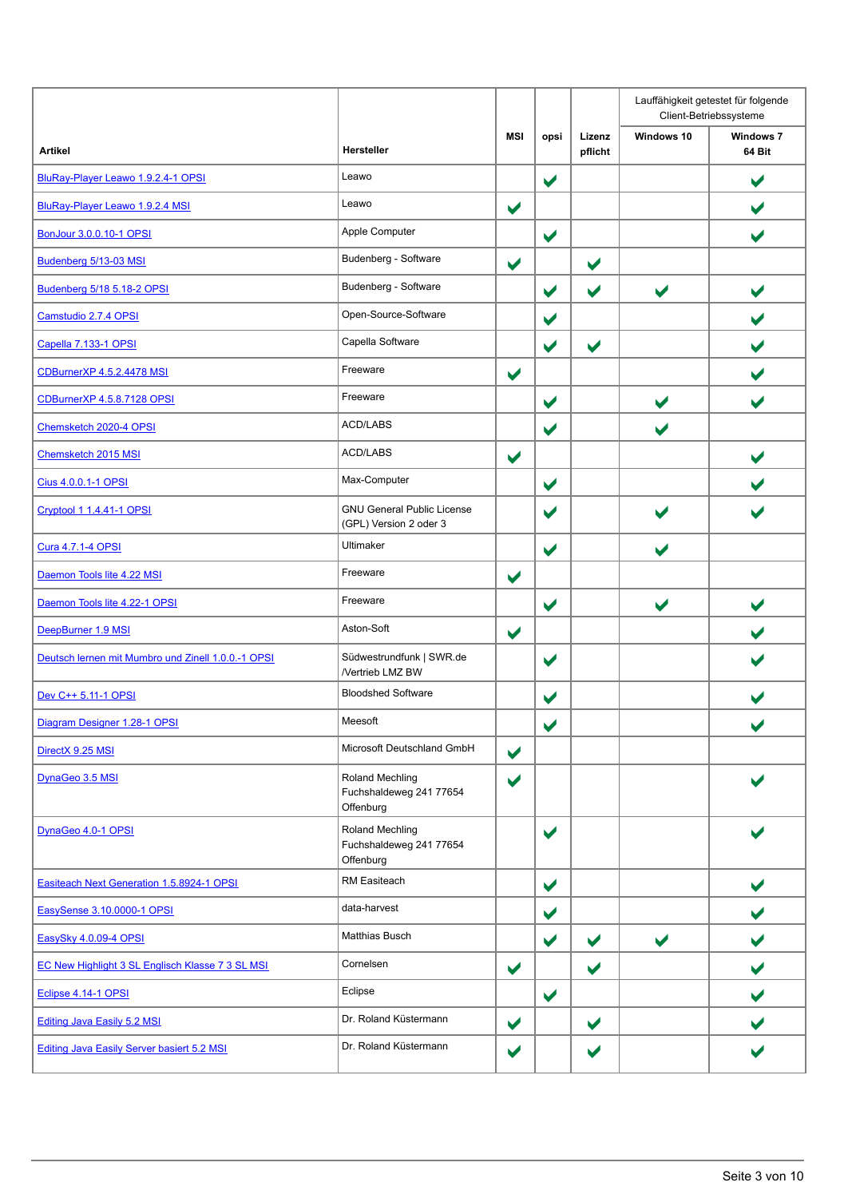| Artikel | Hersteller | MSI | opsi | Lizenz pflicht | Lauffähigkeit getestet für folgende Client-Betriebssysteme | |
|---|---|---|---|---|---|---|
| | | | | | Windows 10 | Windows 7 64 Bit |
| BluRay-Player Leawo 1.9.2.4-1 OPSI | Leawo | | ✔ | | | ✔ |
| BluRay-Player Leawo 1.9.2.4 MSI | Leawo | ✔ | | | | ✔ |
| BonJour 3.0.0.10-1 OPSI | Apple Computer | | ✔ | | | ✔ |
| Budenberg 5/13-03 MSI | Budenberg - Software | ✔ | | ✔ | | |
| Budenberg 5/18 5.18-2 OPSI | Budenberg - Software | | ✔ | ✔ | ✔ | ✔ |
| Camstudio 2.7.4 OPSI | Open-Source-Software | | ✔ | | | ✔ |
| Capella 7.133-1 OPSI | Capella Software | | ✔ | ✔ | | ✔ |
| CDBurnerXP 4.5.2.4478 MSI | Freeware | ✔ | | | | ✔ |
| CDBurnerXP 4.5.8.7128 OPSI | Freeware | | ✔ | | ✔ | ✔ |
| Chemsketch 2020-4 OPSI | ACD/LABS | | ✔ | | ✔ | |
| Chemsketch 2015 MSI | ACD/LABS | ✔ | | | | ✔ |
| Cius 4.0.0.1-1 OPSI | Max-Computer | | ✔ | | | ✔ |
| Cryptool 1 1.4.41-1 OPSI | GNU General Public License (GPL) Version 2 oder 3 | | ✔ | | ✔ | ✔ |
| Cura 4.7.1-4 OPSI | Ultimaker | | ✔ | | ✔ | |
| Daemon Tools lite 4.22 MSI | Freeware | ✔ | | | | |
| Daemon Tools lite 4.22-1 OPSI | Freeware | | ✔ | | ✔ | ✔ |
| DeepBurner 1.9 MSI | Aston-Soft | ✔ | | | | ✔ |
| Deutsch lernen mit Mumbro und Zinell 1.0.0.-1 OPSI | Südwestrundfunk \| SWR.de /Vertrieb LMZ BW | | ✔ | | | ✔ |
| Dev C++ 5.11-1 OPSI | Bloodshed Software | | ✔ | | | ✔ |
| Diagram Designer 1.28-1 OPSI | Meesoft | | ✔ | | | ✔ |
| DirectX 9.25 MSI | Microsoft Deutschland GmbH | ✔ | | | | |
| DynaGeo 3.5 MSI | Roland Mechling Fuchshaldeweg 241 77654 Offenburg | ✔ | | | | ✔ |
| DynaGeo 4.0-1 OPSI | Roland Mechling Fuchshaldeweg 241 77654 Offenburg | | ✔ | | | ✔ |
| Easiteach Next Generation 1.5.8924-1 OPSI | RM Easiteach | | ✔ | | | ✔ |
| EasySense 3.10.0000-1 OPSI | data-harvest | | ✔ | | | ✔ |
| EasySky 4.0.09-4 OPSI | Matthias Busch | | ✔ | ✔ | ✔ | ✔ |
| EC New Highlight 3 SL Englisch Klasse 7 3 SL MSI | Cornelsen | ✔ | | ✔ | | ✔ |
| Eclipse 4.14-1 OPSI | Eclipse | | ✔ | | | ✔ |
| Editing Java Easily 5.2 MSI | Dr. Roland Küstermann | ✔ | | ✔ | | ✔ |
| Editing Java Easily Server basiert 5.2 MSI | Dr. Roland Küstermann | ✔ | | ✔ | | ✔ |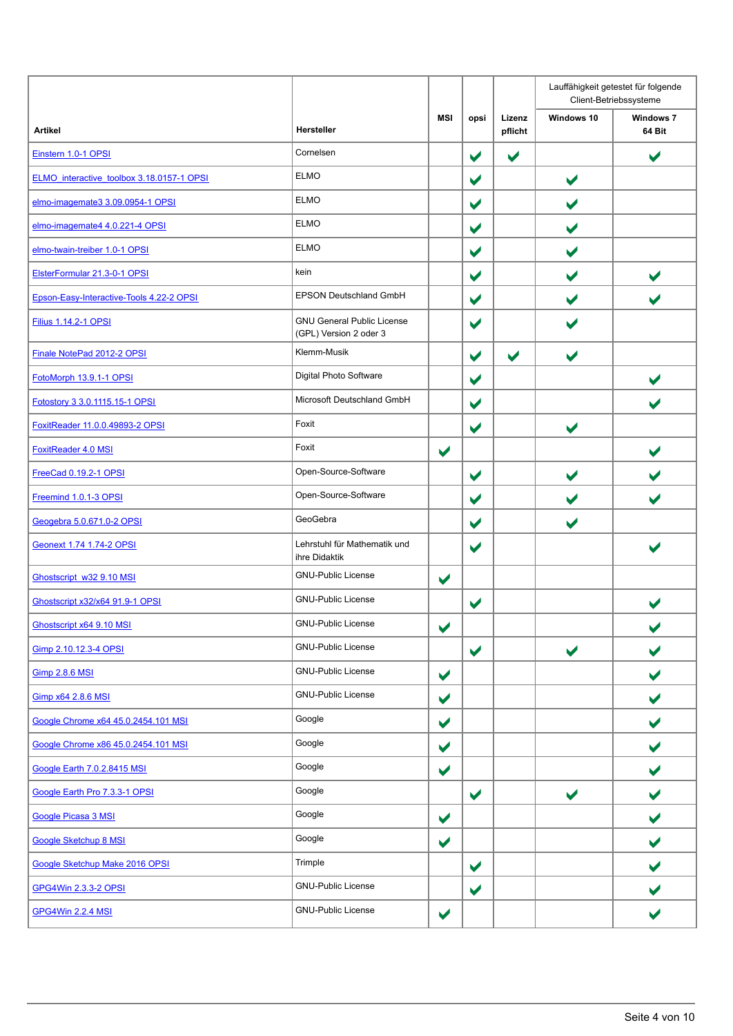| Artikel | Hersteller | MSI | opsi | Lizenz pflicht | Lauffähigkeit getestet für folgende Client-Betriebssysteme | |
|---|---|---|---|---|---|---|
| | | | | | Windows 10 | Windows 7 64 Bit |
| Einstern 1.0-1 OPSI | Cornelsen | | ✔ | ✔ | | ✔ |
| ELMO_interactive_toolbox 3.18.0157-1 OPSI | ELMO | | ✔ | | ✔ | |
| elmo-imagemate3 3.09.0954-1 OPSI | ELMO | | ✔ | | ✔ | |
| elmo-imagemate4 4.0.221-4 OPSI | ELMO | | ✔ | | ✔ | |
| elmo-twain-treiber 1.0-1 OPSI | ELMO | | ✔ | | ✔ | |
| ElsterFormular 21.3-0-1 OPSI | kein | | ✔ | | ✔ | ✔ |
| Epson-Easy-Interactive-Tools 4.22-2 OPSI | EPSON Deutschland GmbH | | ✔ | | ✔ | ✔ |
| Filius 1.14.2-1 OPSI | GNU General Public License (GPL) Version 2 oder 3 | | ✔ | | ✔ | |
| Finale NotePad 2012-2 OPSI | Klemm-Musik | | ✔ | ✔ | ✔ | |
| FotoMorph 13.9.1-1 OPSI | Digital Photo Software | | ✔ | | | ✔ |
| Fotostory 3 3.0.1115.15-1 OPSI | Microsoft Deutschland GmbH | | ✔ | | | ✔ |
| FoxitReader 11.0.0.49893-2 OPSI | Foxit | | ✔ | | ✔ | |
| FoxitReader 4.0 MSI | Foxit | ✔ | | | | ✔ |
| FreeCad 0.19.2-1 OPSI | Open-Source-Software | | ✔ | | ✔ | ✔ |
| Freemind 1.0.1-3 OPSI | Open-Source-Software | | ✔ | | ✔ | ✔ |
| Geogebra 5.0.671.0-2 OPSI | GeoGebra | | ✔ | | ✔ | |
| Geonext 1.74 1.74-2 OPSI | Lehrstuhl für Mathematik und ihre Didaktik | | ✔ | | | ✔ |
| Ghostscript_w32 9.10 MSI | GNU-Public License | ✔ | | | | |
| Ghostscript x32/x64 91.9-1 OPSI | GNU-Public License | | ✔ | | | ✔ |
| Ghostscript x64 9.10 MSI | GNU-Public License | ✔ | | | | ✔ |
| Gimp 2.10.12.3-4 OPSI | GNU-Public License | | ✔ | | ✔ | ✔ |
| Gimp 2.8.6 MSI | GNU-Public License | ✔ | | | | ✔ |
| Gimp x64 2.8.6 MSI | GNU-Public License | ✔ | | | | ✔ |
| Google Chrome x64 45.0.2454.101 MSI | Google | ✔ | | | | ✔ |
| Google Chrome x86 45.0.2454.101 MSI | Google | ✔ | | | | ✔ |
| Google Earth 7.0.2.8415 MSI | Google | ✔ | | | | ✔ |
| Google Earth Pro 7.3.3-1 OPSI | Google | | ✔ | | ✔ | ✔ |
| Google Picasa 3 MSI | Google | ✔ | | | | ✔ |
| Google Sketchup 8 MSI | Google | ✔ | | | | ✔ |
| Google Sketchup Make 2016 OPSI | Trimple | | ✔ | | | ✔ |
| GPG4Win 2.3.3-2 OPSI | GNU-Public License | | ✔ | | | ✔ |
| GPG4Win 2.2.4 MSI | GNU-Public License | ✔ | | | | ✔ |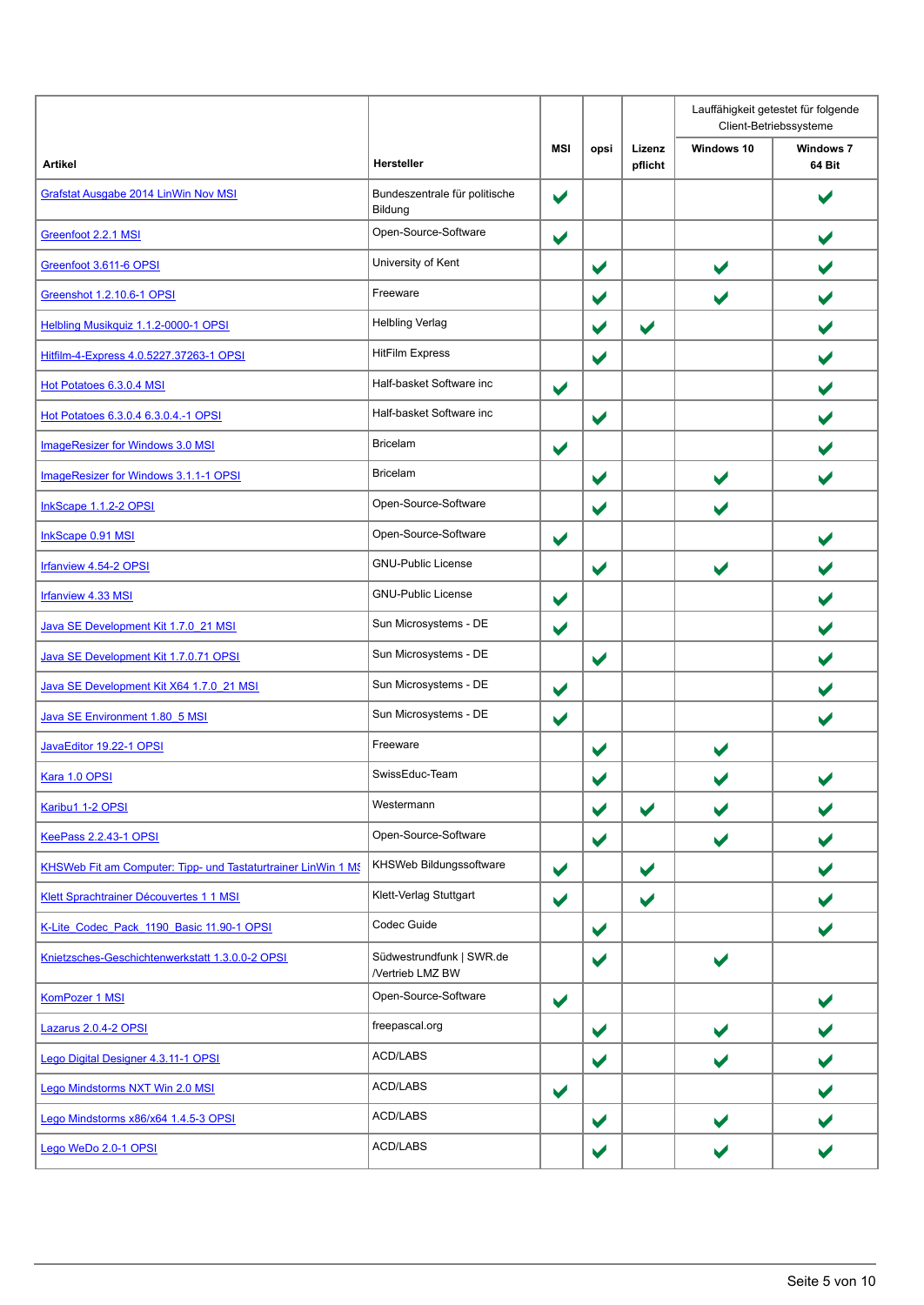| Artikel | Hersteller | MSI | opsi | Lizenz pflicht | Lauffähigkeit getestet für folgende Client-Betriebssysteme | |
|---|---|---|---|---|---|---|
| | | | | | Windows 10 | Windows 7 64 Bit |
| Grafstat Ausgabe 2014 LinWin Nov MSI | Bundeszentrale für politische Bildung | ✔ | | | | ✔ |
| Greenfoot 2.2.1 MSI | Open-Source-Software | ✔ | | | | ✔ |
| Greenfoot 3.611-6 OPSI | University of Kent | | ✔ | | ✔ | ✔ |
| Greenshot 1.2.10.6-1 OPSI | Freeware | | ✔ | | ✔ | ✔ |
| Helbling Musikquiz 1.1.2-0000-1 OPSI | Helbling Verlag | | ✔ | ✔ | | ✔ |
| Hitfilm-4-Express 4.0.5227.37263-1 OPSI | HitFilm Express | | ✔ | | | ✔ |
| Hot Potatoes 6.3.0.4 MSI | Half-basket Software inc | ✔ | | | | ✔ |
| Hot Potatoes 6.3.0.4 6.3.0.4.-1 OPSI | Half-basket Software inc | | ✔ | | | ✔ |
| ImageResizer for Windows 3.0 MSI | Bricelam | ✔ | | | | ✔ |
| ImageResizer for Windows 3.1.1-1 OPSI | Bricelam | | ✔ | | ✔ | ✔ |
| InkScape 1.1.2-2 OPSI | Open-Source-Software | | ✔ | | ✔ | |
| InkScape 0.91 MSI | Open-Source-Software | ✔ | | | | ✔ |
| Irfanview 4.54-2 OPSI | GNU-Public License | | ✔ | | ✔ | ✔ |
| Irfanview 4.33 MSI | GNU-Public License | ✔ | | | | ✔ |
| Java SE Development Kit 1.7.0_21 MSI | Sun Microsystems - DE | ✔ | | | | ✔ |
| Java SE Development Kit 1.7.0.71 OPSI | Sun Microsystems - DE | | ✔ | | | ✔ |
| Java SE Development Kit X64 1.7.0_21 MSI | Sun Microsystems - DE | ✔ | | | | ✔ |
| Java SE Environment 1.80_5 MSI | Sun Microsystems - DE | ✔ | | | | ✔ |
| JavaEditor 19.22-1 OPSI | Freeware | | ✔ | | ✔ | |
| Kara 1.0 OPSI | SwissEduc-Team | | ✔ | | ✔ | ✔ |
| Karibu1 1-2 OPSI | Westermann | | ✔ | ✔ | ✔ | ✔ |
| KeePass 2.2.43-1 OPSI | Open-Source-Software | | ✔ | | ✔ | ✔ |
| KHSWeb Fit am Computer: Tipp- und Tastaturtrainer LinWin 1 MS | KHSWeb Bildungssoftware | ✔ | | ✔ | | ✔ |
| Klett Sprachtrainer Découvertes 1 1 MSI | Klett-Verlag Stuttgart | ✔ | | ✔ | | ✔ |
| K-Lite_Codec_Pack_1190_Basic 11.90-1 OPSI | Codec Guide | | ✔ | | | ✔ |
| Knietzsches-Geschichtenwerkstatt 1.3.0.0-2 OPSI | Südwestrundfunk \| SWR.de /Vertrieb LMZ BW | | ✔ | | ✔ | |
| KomPozer 1 MSI | Open-Source-Software | ✔ | | | | ✔ |
| Lazarus 2.0.4-2 OPSI | freepascal.org | | ✔ | | ✔ | ✔ |
| Lego Digital Designer 4.3.11-1 OPSI | ACD/LABS | | ✔ | | ✔ | ✔ |
| Lego Mindstorms NXT Win 2.0 MSI | ACD/LABS | ✔ | | | | ✔ |
| Lego Mindstorms x86/x64 1.4.5-3 OPSI | ACD/LABS | | ✔ | | ✔ | ✔ |
| Lego WeDo 2.0-1 OPSI | ACD/LABS | | ✔ | | ✔ | ✔ |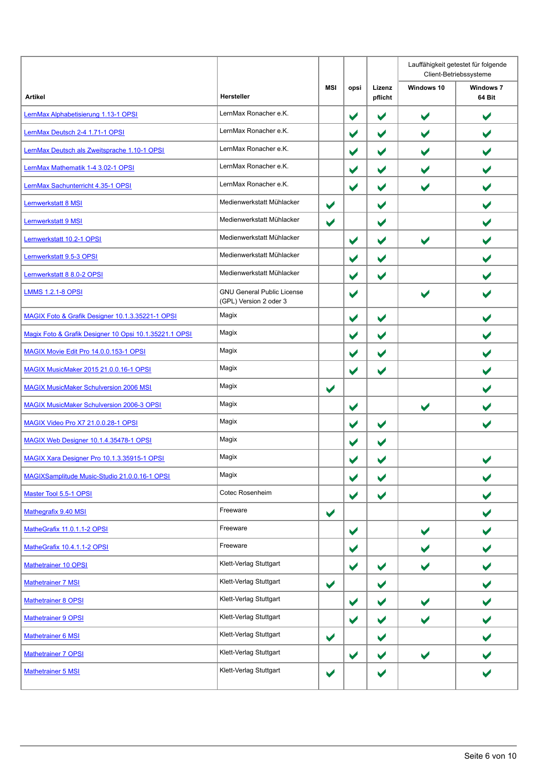| Artikel | Hersteller | MSI | opsi | Lizenz pflicht | Lauffähigkeit getestet für folgende Client-Betriebssysteme | |
|---|---|---|---|---|---|---|
| | | | | | Windows 10 | Windows 7 64 Bit |
| LernMax Alphabetisierung 1.13-1 OPSI | LernMax Ronacher e.K. | | ✔ | ✔ | ✔ | ✔ |
| LernMax Deutsch 2-4 1.71-1 OPSI | LernMax Ronacher e.K. | | ✔ | ✔ | ✔ | ✔ |
| LernMax Deutsch als Zweitsprache 1.10-1 OPSI | LernMax Ronacher e.K. | | ✔ | ✔ | ✔ | ✔ |
| LernMax Mathematik 1-4 3.02-1 OPSI | LernMax Ronacher e.K. | | ✔ | ✔ | ✔ | ✔ |
| LernMax Sachunterricht 4.35-1 OPSI | LernMax Ronacher e.K. | | ✔ | ✔ | ✔ | ✔ |
| Lernwerkstatt 8 MSI | Medienwerkstatt Mühlacker | ✔ | | ✔ | | ✔ |
| Lernwerkstatt 9 MSI | Medienwerkstatt Mühlacker | ✔ | | ✔ | | ✔ |
| Lernwerkstatt 10.2-1 OPSI | Medienwerkstatt Mühlacker | | ✔ | ✔ | ✔ | ✔ |
| Lernwerkstatt 9.5-3 OPSI | Medienwerkstatt Mühlacker | | ✔ | ✔ | | ✔ |
| Lernwerkstatt 8 8.0-2 OPSI | Medienwerkstatt Mühlacker | | ✔ | ✔ | | ✔ |
| LMMS 1.2.1-8 OPSI | GNU General Public License (GPL) Version 2 oder 3 | | ✔ | | ✔ | ✔ |
| MAGIX Foto & Grafik Designer 10.1.3.35221-1 OPSI | Magix | | ✔ | ✔ | | ✔ |
| Magix Foto & Grafik Designer 10 Opsi 10.1.3.35221.1 OPSI | Magix | | ✔ | ✔ | | ✔ |
| MAGIX Movie Edit Pro 14.0.0.153-1 OPSI | Magix | | ✔ | ✔ | | ✔ |
| MAGIX MusicMaker 2015 21.0.0.16-1 OPSI | Magix | | ✔ | ✔ | | ✔ |
| MAGIX MusicMaker Schulversion 2006 MSI | Magix | ✔ | | | | ✔ |
| MAGIX MusicMaker Schulversion 2006-3 OPSI | Magix | | ✔ | | ✔ | ✔ |
| MAGIX Video Pro X7 21.0.0.28-1 OPSI | Magix | | ✔ | ✔ | | ✔ |
| MAGIX Web Designer 10.1.4.35478-1 OPSI | Magix | | ✔ | ✔ | | |
| MAGIX Xara Designer Pro 10.1.3.35915-1 OPSI | Magix | | ✔ | ✔ | | ✔ |
| MAGIXSamplitude Music-Studio 21.0.0.16-1 OPSI | Magix | | ✔ | ✔ | | ✔ |
| Master Tool 5.5-1 OPSI | Cotec Rosenheim | | ✔ | ✔ | | ✔ |
| Mathegrafix 9.40 MSI | Freeware | ✔ | | | | ✔ |
| MatheGrafix 11.0.1.1-2 OPSI | Freeware | | ✔ | | ✔ | ✔ |
| MatheGrafix 10.4.1.1-2 OPSI | Freeware | | ✔ | | ✔ | ✔ |
| Mathetrainer 10 OPSI | Klett-Verlag Stuttgart | | ✔ | ✔ | ✔ | ✔ |
| Mathetrainer 7 MSI | Klett-Verlag Stuttgart | ✔ | | ✔ | | ✔ |
| Mathetrainer 8 OPSI | Klett-Verlag Stuttgart | | ✔ | ✔ | ✔ | ✔ |
| Mathetrainer 9 OPSI | Klett-Verlag Stuttgart | | ✔ | ✔ | ✔ | ✔ |
| Mathetrainer 6 MSI | Klett-Verlag Stuttgart | ✔ | | ✔ | | ✔ |
| Mathetrainer 7 OPSI | Klett-Verlag Stuttgart | | ✔ | ✔ | ✔ | ✔ |
| Mathetrainer 5 MSI | Klett-Verlag Stuttgart | ✔ | | ✔ | | ✔ |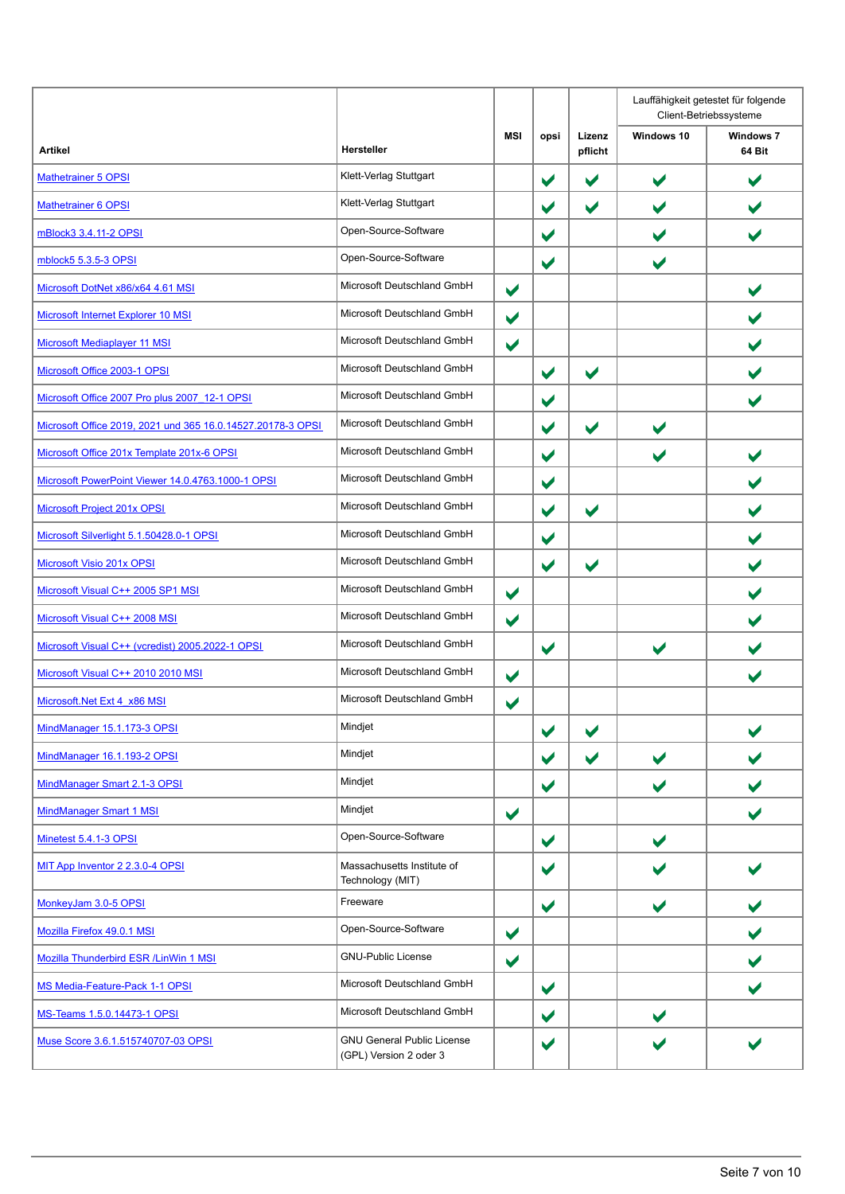| Artikel | Hersteller | MSI | opsi | Lizenz pflicht | Lauffähigkeit getestet für folgende Client-Betriebssysteme | |
|---|---|---|---|---|---|---|
| | | | | | Windows 10 | Windows 7 64 Bit |
| Mathetrainer 5 OPSI | Klett-Verlag Stuttgart | | ✔ | ✔ | ✔ | ✔ |
| Mathetrainer 6 OPSI | Klett-Verlag Stuttgart | | ✔ | ✔ | ✔ | ✔ |
| mBlock3 3.4.11-2 OPSI | Open-Source-Software | | ✔ | | ✔ | ✔ |
| mblock5 5.3.5-3 OPSI | Open-Source-Software | | ✔ | | ✔ | |
| Microsoft DotNet x86/x64 4.61 MSI | Microsoft Deutschland GmbH | ✔ | | | | ✔ |
| Microsoft Internet Explorer 10 MSI | Microsoft Deutschland GmbH | ✔ | | | | ✔ |
| Microsoft Mediaplayer 11 MSI | Microsoft Deutschland GmbH | ✔ | | | | ✔ |
| Microsoft Office 2003-1 OPSI | Microsoft Deutschland GmbH | | ✔ | ✔ | | ✔ |
| Microsoft Office 2007 Pro plus 2007_12-1 OPSI | Microsoft Deutschland GmbH | | ✔ | | | ✔ |
| Microsoft Office 2019, 2021 und 365 16.0.14527.20178-3 OPSI | Microsoft Deutschland GmbH | | ✔ | ✔ | ✔ | |
| Microsoft Office 201x Template 201x-6 OPSI | Microsoft Deutschland GmbH | | ✔ | | ✔ | ✔ |
| Microsoft PowerPoint Viewer 14.0.4763.1000-1 OPSI | Microsoft Deutschland GmbH | | ✔ | | | ✔ |
| Microsoft Project 201x OPSI | Microsoft Deutschland GmbH | | ✔ | ✔ | | ✔ |
| Microsoft Silverlight 5.1.50428.0-1 OPSI | Microsoft Deutschland GmbH | | ✔ | | | ✔ |
| Microsoft Visio 201x OPSI | Microsoft Deutschland GmbH | | ✔ | ✔ | | ✔ |
| Microsoft Visual C++ 2005 SP1 MSI | Microsoft Deutschland GmbH | ✔ | | | | ✔ |
| Microsoft Visual C++ 2008 MSI | Microsoft Deutschland GmbH | ✔ | | | | ✔ |
| Microsoft Visual C++ (vcredist) 2005.2022-1 OPSI | Microsoft Deutschland GmbH | | ✔ | | ✔ | ✔ |
| Microsoft Visual C++ 2010 2010 MSI | Microsoft Deutschland GmbH | ✔ | | | | ✔ |
| Microsoft.Net Ext 4_x86 MSI | Microsoft Deutschland GmbH | ✔ | | | | |
| MindManager 15.1.173-3 OPSI | Mindjet | | ✔ | ✔ | | ✔ |
| MindManager 16.1.193-2 OPSI | Mindjet | | ✔ | ✔ | ✔ | ✔ |
| MindManager Smart 2.1-3 OPSI | Mindjet | | ✔ | | ✔ | ✔ |
| MindManager Smart 1 MSI | Mindjet | ✔ | | | | ✔ |
| Minetest 5.4.1-3 OPSI | Open-Source-Software | | ✔ | | ✔ | |
| MIT App Inventor 2 2.3.0-4 OPSI | Massachusetts Institute of Technology (MIT) | | ✔ | | ✔ | ✔ |
| MonkeyJam 3.0-5 OPSI | Freeware | | ✔ | | ✔ | ✔ |
| Mozilla Firefox 49.0.1 MSI | Open-Source-Software | ✔ | | | | ✔ |
| Mozilla Thunderbird ESR /LinWin 1 MSI | GNU-Public License | ✔ | | | | ✔ |
| MS Media-Feature-Pack 1-1 OPSI | Microsoft Deutschland GmbH | | ✔ | | | ✔ |
| MS-Teams 1.5.0.14473-1 OPSI | Microsoft Deutschland GmbH | | ✔ | | ✔ | |
| Muse Score 3.6.1.515740707-03 OPSI | GNU General Public License (GPL) Version 2 oder 3 | | ✔ | | ✔ | ✔ |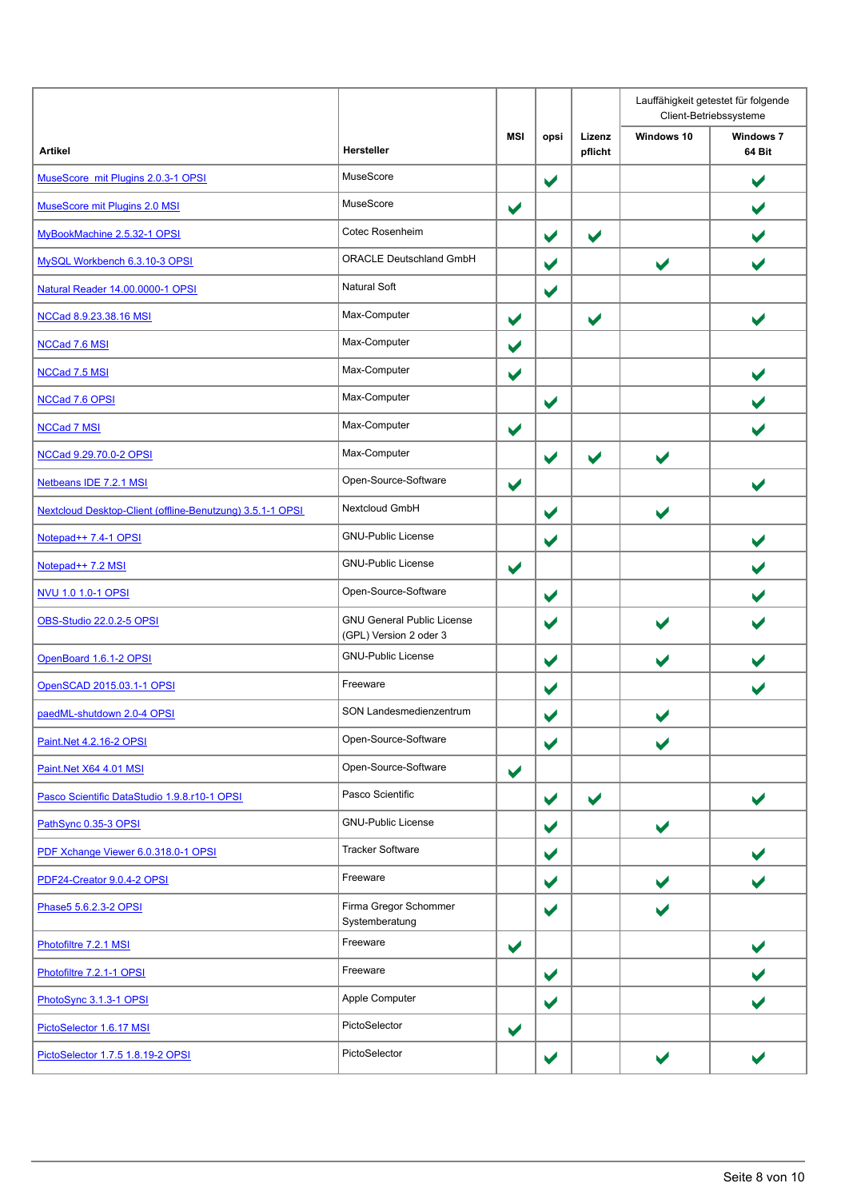| Artikel | Hersteller | MSI | opsi | Lizenz pflicht | Lauffähigkeit getestet für folgende Client-Betriebssysteme | |
|---|---|---|---|---|---|---|
| | | | | | Windows 10 | Windows 7 64 Bit |
| MuseScore mit Plugins 2.0.3-1 OPSI | MuseScore | | ✔ | | | ✔ |
| MuseScore mit Plugins 2.0 MSI | MuseScore | ✔ | | | | ✔ |
| MyBookMachine 2.5.32-1 OPSI | Cotec Rosenheim | | ✔ | ✔ | | ✔ |
| MySQL Workbench 6.3.10-3 OPSI | ORACLE Deutschland GmbH | | ✔ | | ✔ | ✔ |
| Natural Reader 14.00.0000-1 OPSI | Natural Soft | | ✔ | | | |
| NCCad 8.9.23.38.16 MSI | Max-Computer | ✔ | | ✔ | | ✔ |
| NCCad 7.6 MSI | Max-Computer | ✔ | | | | |
| NCCad 7.5 MSI | Max-Computer | ✔ | | | | ✔ |
| NCCad 7.6 OPSI | Max-Computer | | ✔ | | | ✔ |
| NCCad 7 MSI | Max-Computer | ✔ | | | | ✔ |
| NCCad 9.29.70.0-2 OPSI | Max-Computer | | ✔ | ✔ | ✔ | |
| Netbeans IDE 7.2.1 MSI | Open-Source-Software | ✔ | | | | ✔ |
| Nextcloud Desktop-Client (offline-Benutzung) 3.5.1-1 OPSI | Nextcloud GmbH | | ✔ | | ✔ | |
| Notepad++ 7.4-1 OPSI | GNU-Public License | | ✔ | | | ✔ |
| Notepad++ 7.2 MSI | GNU-Public License | ✔ | | | | ✔ |
| NVU 1.0 1.0-1 OPSI | Open-Source-Software | | ✔ | | | ✔ |
| OBS-Studio 22.0.2-5 OPSI | GNU General Public License (GPL) Version 2 oder 3 | | ✔ | | ✔ | ✔ |
| OpenBoard 1.6.1-2 OPSI | GNU-Public License | | ✔ | | ✔ | ✔ |
| OpenSCAD 2015.03.1-1 OPSI | Freeware | | ✔ | | | ✔ |
| paedML-shutdown 2.0-4 OPSI | SON Landesmedienzentrum | | ✔ | | ✔ | |
| Paint.Net 4.2.16-2 OPSI | Open-Source-Software | | ✔ | | ✔ | |
| Paint.Net X64 4.01 MSI | Open-Source-Software | ✔ | | | | |
| Pasco Scientific DataStudio 1.9.8.r10-1 OPSI | Pasco Scientific | | ✔ | ✔ | | ✔ |
| PathSync 0.35-3 OPSI | GNU-Public License | | ✔ | | ✔ | |
| PDF Xchange Viewer 6.0.318.0-1 OPSI | Tracker Software | | ✔ | | | ✔ |
| PDF24-Creator 9.0.4-2 OPSI | Freeware | | ✔ | | ✔ | ✔ |
| Phase5 5.6.2.3-2 OPSI | Firma Gregor Schommer Systemberatung | | ✔ | | ✔ | |
| Photofiltre 7.2.1 MSI | Freeware | ✔ | | | | ✔ |
| Photofiltre 7.2.1-1 OPSI | Freeware | | ✔ | | | ✔ |
| PhotoSync 3.1.3-1 OPSI | Apple Computer | | ✔ | | | ✔ |
| PictoSelector 1.6.17 MSI | PictoSelector | ✔ | | | | |
| PictoSelector 1.7.5 1.8.19-2 OPSI | PictoSelector | | ✔ | | ✔ | ✔ |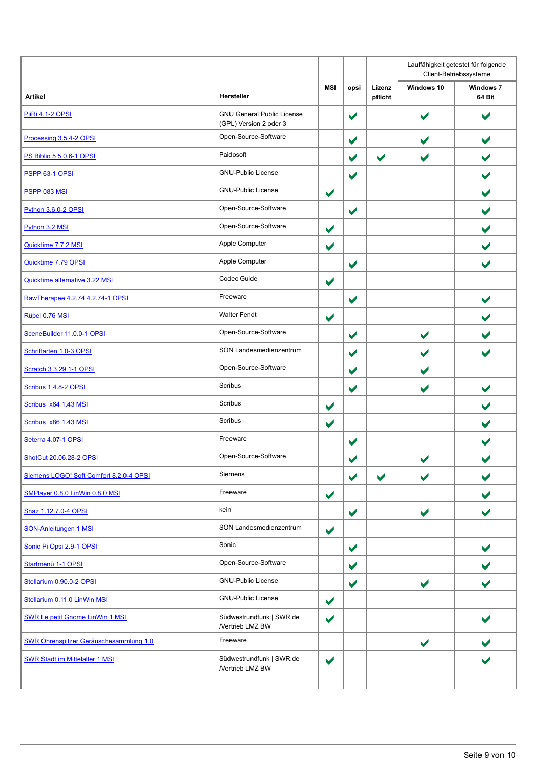| Artikel | Hersteller | MSI | opsi | Lizenz pflicht | Lauffähigkeit getestet für folgende Client-Betriebssysteme | |
|---|---|---|---|---|---|---|
| | | | | | Windows 10 | Windows 7 64 Bit |
| PiiRi 4.1-2 OPSI | GNU General Public License (GPL) Version 2 oder 3 | | ✔ | | ✔ | ✔ |
| Processing 3.5.4-2 OPSI | Open-Source-Software | | ✔ | | ✔ | ✔ |
| PS Biblio 5 5.0.6-1 OPSI | Paidosoft | | ✔ | ✔ | ✔ | ✔ |
| PSPP 63-1 OPSI | GNU-Public License | | ✔ | | | ✔ |
| PSPP 083 MSI | GNU-Public License | ✔ | | | | ✔ |
| Python 3.6.0-2 OPSI | Open-Source-Software | | ✔ | | | ✔ |
| Python 3.2 MSI | Open-Source-Software | ✔ | | | | ✔ |
| Quicktime 7.7.2 MSI | Apple Computer | ✔ | | | | ✔ |
| Quicktime 7.79 OPSI | Apple Computer | | ✔ | | | ✔ |
| Quicktime alternative 3.22 MSI | Codec Guide | ✔ | | | | |
| RawTherapee 4.2.74 4.2.74-1 OPSI | Freeware | | ✔ | | | ✔ |
| Rüpel 0.76 MSI | Walter Fendt | ✔ | | | | ✔ |
| SceneBuilder 11.0.0-1 OPSI | Open-Source-Software | | ✔ | | ✔ | ✔ |
| Schriftarten 1.0-3 OPSI | SON Landesmedienzentrum | | ✔ | | ✔ | ✔ |
| Scratch 3 3.29.1-1 OPSI | Open-Source-Software | | ✔ | | ✔ | |
| Scribus 1.4.8-2 OPSI | Scribus | | ✔ | | ✔ | ✔ |
| Scribus_x64 1.43 MSI | Scribus | ✔ | | | | ✔ |
| Scribus_x86 1.43 MSI | Scribus | ✔ | | | | ✔ |
| Seterra 4.07-1 OPSI | Freeware | | ✔ | | | ✔ |
| ShotCut 20.06.28-2 OPSI | Open-Source-Software | | ✔ | | ✔ | ✔ |
| Siemens LOGO! Soft Comfort 8.2.0-4 OPSI | Siemens | | ✔ | ✔ | ✔ | ✔ |
| SMPlayer 0.8.0 LinWin 0.8.0 MSI | Freeware | ✔ | | | | ✔ |
| Snaz 1.12.7.0-4 OPSI | kein | | ✔ | | ✔ | ✔ |
| SON-Anleitungen 1 MSI | SON Landesmedienzentrum | ✔ | | | | |
| Sonic Pi Opsi 2.9-1 OPSI | Sonic | | ✔ | | | ✔ |
| Startmenü 1-1 OPSI | Open-Source-Software | | ✔ | | | ✔ |
| Stellarium 0.90.0-2 OPSI | GNU-Public License | | ✔ | | ✔ | ✔ |
| Stellarium 0.11.0 LinWin MSI | GNU-Public License | ✔ | | | | |
| SWR Le petit Gnome LinWin 1 MSI | Südwestrundfunk \| SWR.de /Vertrieb LMZ BW | ✔ | | | | ✔ |
| SWR Ohrenspitzer Geräuschesammlung 1.0 | Freeware | | | | ✔ | ✔ |
| SWR Stadt im Mittelalter 1 MSI | Südwestrundfunk \| SWR.de /Vertrieb LMZ BW | ✔ | | | | ✔ |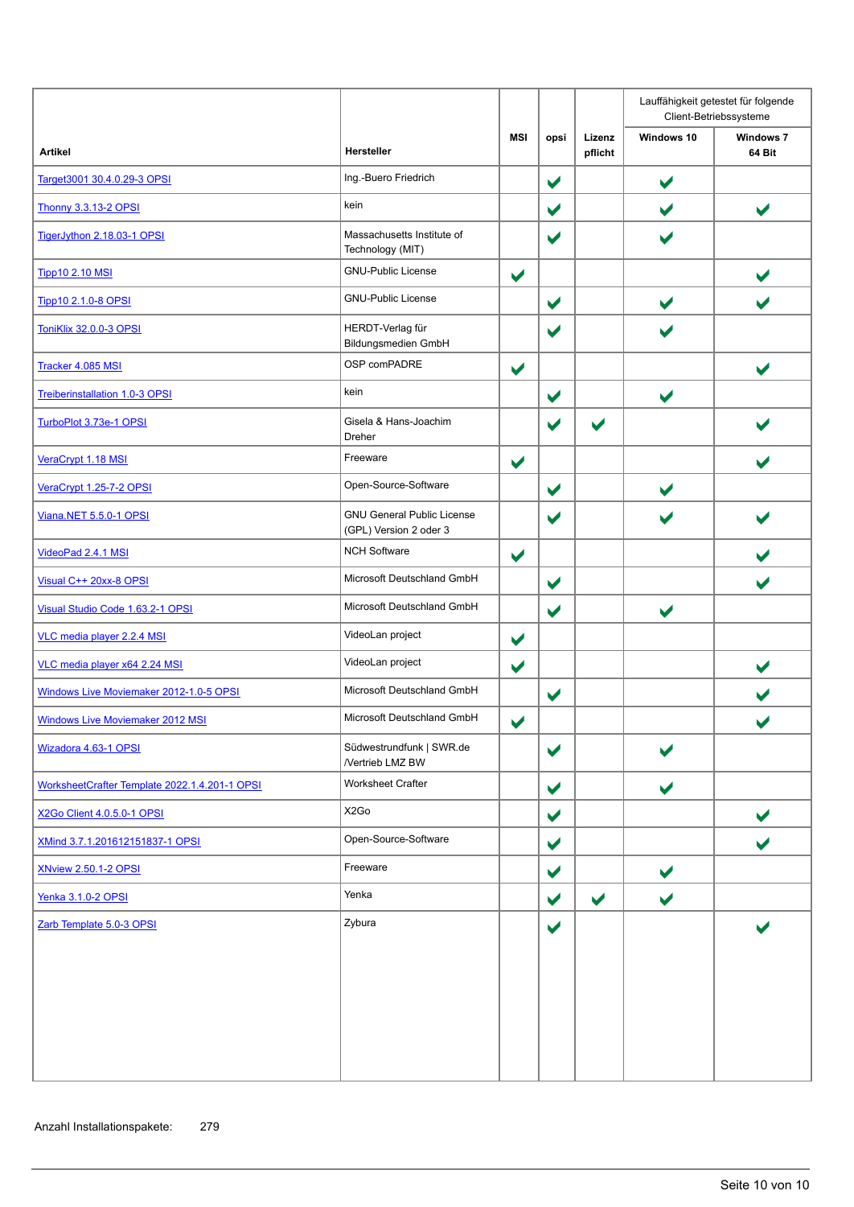| Artikel | Hersteller | MSI | opsi | Lizenz pflicht | Lauffähigkeit getestet für folgende Client-Betriebssysteme | |
|---|---|---|---|---|---|---|
| | | | | | Windows 10 | Windows 7 64 Bit |
| Target3001 30.4.0.29-3 OPSI | Ing.-Buero Friedrich | | ✔ | | ✔ | |
| Thonny 3.3.13-2 OPSI | kein | | ✔ | | ✔ | ✔ |
| TigerJython 2.18.03-1 OPSI | Massachusetts Institute of Technology (MIT) | | ✔ | | ✔ | |
| Tipp10 2.10 MSI | GNU-Public License | ✔ | | | | ✔ |
| Tipp10 2.1.0-8 OPSI | GNU-Public License | | ✔ | | ✔ | ✔ |
| ToniKlix 32.0.0-3 OPSI | HERDT-Verlag für Bildungsmedien GmbH | | ✔ | | ✔ | |
| Tracker 4.085 MSI | OSP comPADRE | ✔ | | | | ✔ |
| Treiberinstallation 1.0-3 OPSI | kein | | ✔ | | ✔ | |
| TurboPlot 3.73e-1 OPSI | Gisela & Hans-Joachim Dreher | | ✔ | ✔ | | ✔ |
| VeraCrypt 1.18 MSI | Freeware | ✔ | | | | ✔ |
| VeraCrypt 1.25-7-2 OPSI | Open-Source-Software | | ✔ | | ✔ | |
| Viana.NET 5.5.0-1 OPSI | GNU General Public License (GPL) Version 2 oder 3 | | ✔ | | ✔ | ✔ |
| VideoPad 2.4.1 MSI | NCH Software | ✔ | | | | ✔ |
| Visual C++ 20xx-8 OPSI | Microsoft Deutschland GmbH | | ✔ | | | ✔ |
| Visual Studio Code 1.63.2-1 OPSI | Microsoft Deutschland GmbH | | ✔ | | ✔ | |
| VLC media player 2.2.4 MSI | VideoLan project | ✔ | | | | |
| VLC media player x64 2.24 MSI | VideoLan project | ✔ | | | | ✔ |
| Windows Live Moviemaker 2012-1.0-5 OPSI | Microsoft Deutschland GmbH | | ✔ | | | ✔ |
| Windows Live Moviemaker 2012 MSI | Microsoft Deutschland GmbH | ✔ | | | | ✔ |
| Wizadora 4.63-1 OPSI | Südwestrundfunk \| SWR.de /Vertrieb LMZ BW | | ✔ | | ✔ | |
| WorksheetCrafter Template 2022.1.4.201-1 OPSI | Worksheet Crafter | | ✔ | | ✔ | |
| X2Go Client 4.0.5.0-1 OPSI | X2Go | | ✔ | | | ✔ |
| XMind 3.7.1.201612151837-1 OPSI | Open-Source-Software | | ✔ | | | ✔ |
| XNview 2.50.1-2 OPSI | Freeware | | ✔ | | ✔ | |
| Yenka 3.1.0-2 OPSI | Yenka | | ✔ | ✔ | ✔ | |
| Zarb Template 5.0-3 OPSI | Zybura | | ✔ | | | ✔ |

Anzahl Installationspakete: 279